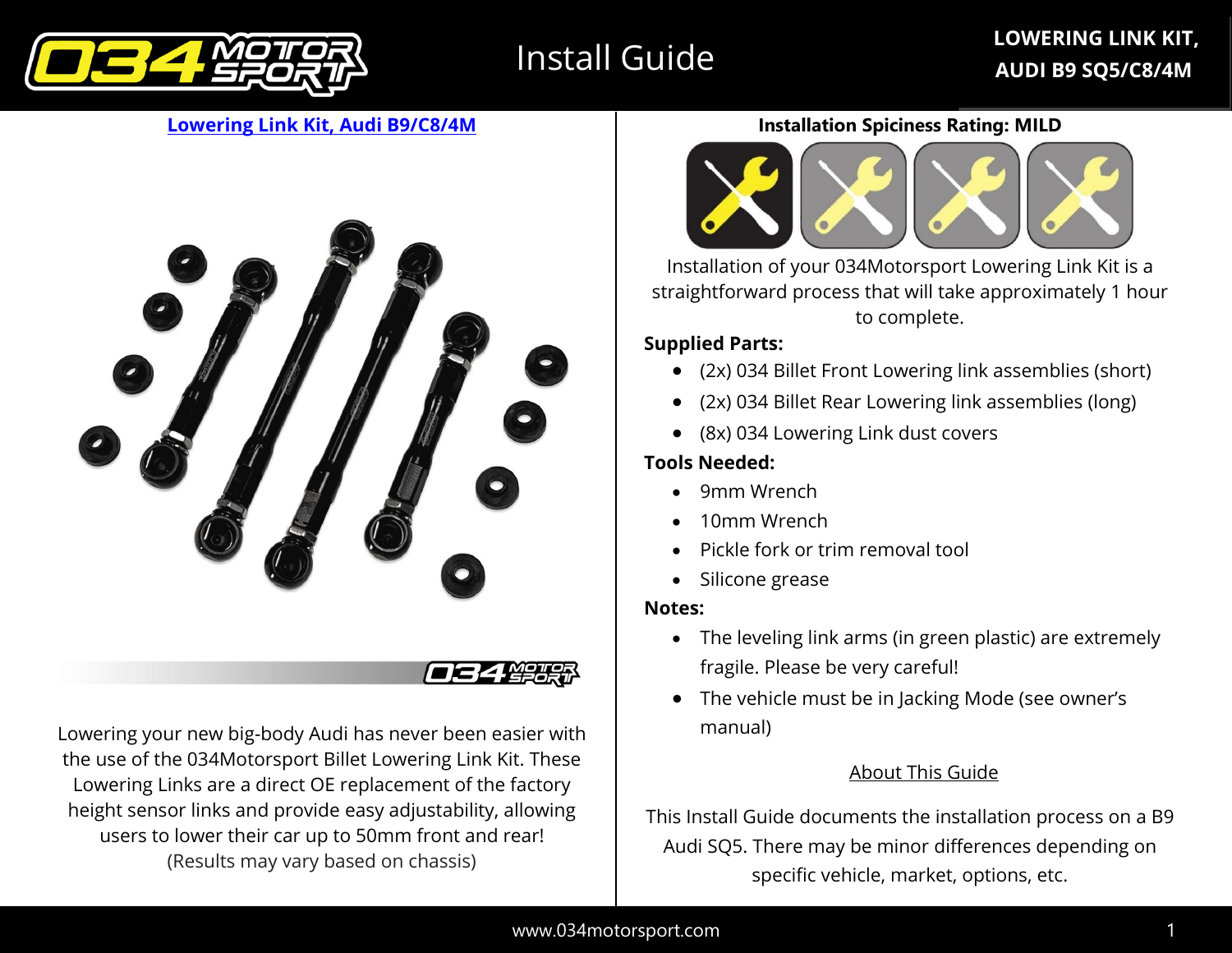# Install Guide

**LOWERING LINK KIT, AUDI B9 SQ5/C8/4M**

[Lowering Link Kit, Audi B9/C8/4M](#)

Lowering your new big-body Audi has never been easier with the use of the 034Motorsport Billet Lowering Link Kit. These Lowering Links are a direct OE replacement of the factory height sensor links and provide easy adjustability, allowing users to lower their car up to 50mm front and rear!
(Results may vary based on chassis)

**Installation Spiciness Rating: MILD**

Installation of your 034Motorsport Lowering Link Kit is a straightforward process that will take approximately 1 hour to complete.

**Supplied Parts:**

- (2x) 034 Billet Front Lowering link assemblies (short)
- (2x) 034 Billet Rear Lowering link assemblies (long)
- (8x) 034 Lowering Link dust covers

**Tools Needed:**

- 9mm Wrench
- 10mm Wrench
- Pickle fork or trim removal tool
- Silicone grease

**Notes:**

- The leveling link arms (in green plastic) are extremely fragile. Please be very careful!
- The vehicle must be in Jacking Mode (see owner's manual)

## About This Guide

This Install Guide documents the installation process on a B9 Audi SQ5. There may be minor differences depending on specific vehicle, market, options, etc.

www.034motorsport.com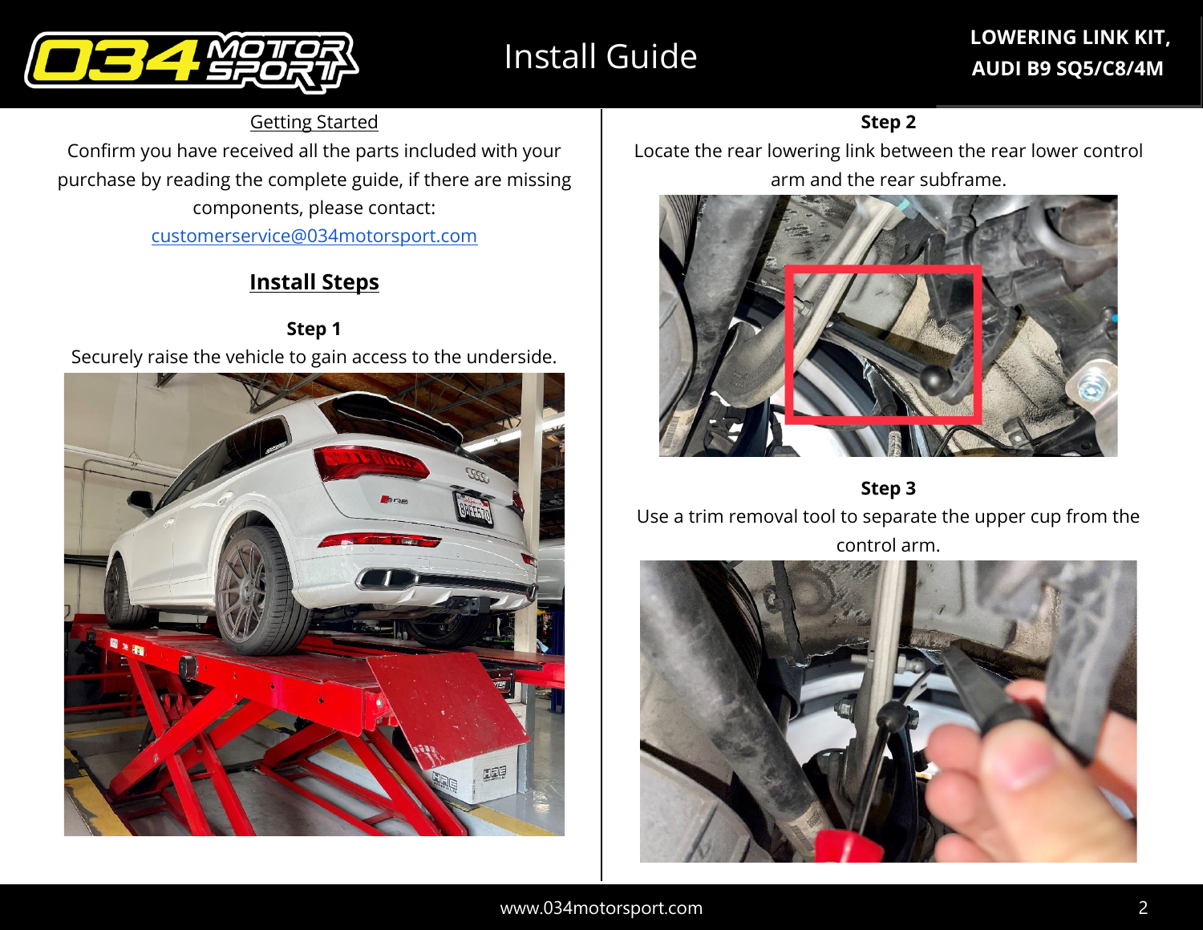Getting Started

Confirm you have received all the parts included with your purchase by reading the complete guide, if there are missing components, please contact:

customerservice@034motorsport.com

## Install Steps

### Step 1

Securely raise the vehicle to gain access to the underside.

### Step 2

Locate the rear lowering link between the rear lower control arm and the rear subframe.

### Step 3

Use a trim removal tool to separate the upper cup from the control arm.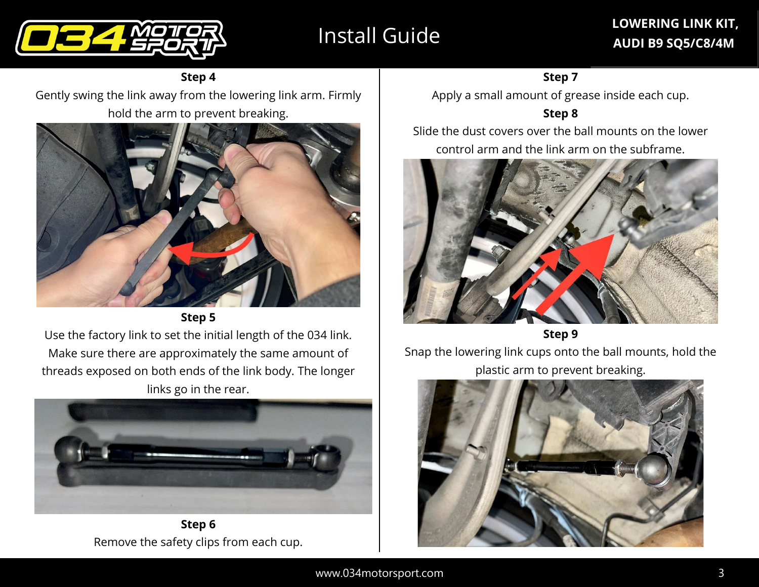**Step 4**

Gently swing the link away from the lowering link arm. Firmly hold the arm to prevent breaking.

**Step 5**

Use the factory link to set the initial length of the 034 link. Make sure there are approximately the same amount of threads exposed on both ends of the link body. The longer links go in the rear.

**Step 6**

Remove the safety clips from each cup.

**Step 7**

Apply a small amount of grease inside each cup.

**Step 8**

Slide the dust covers over the ball mounts on the lower control arm and the link arm on the subframe.

**Step 9**

Snap the lowering link cups onto the ball mounts, hold the plastic arm to prevent breaking.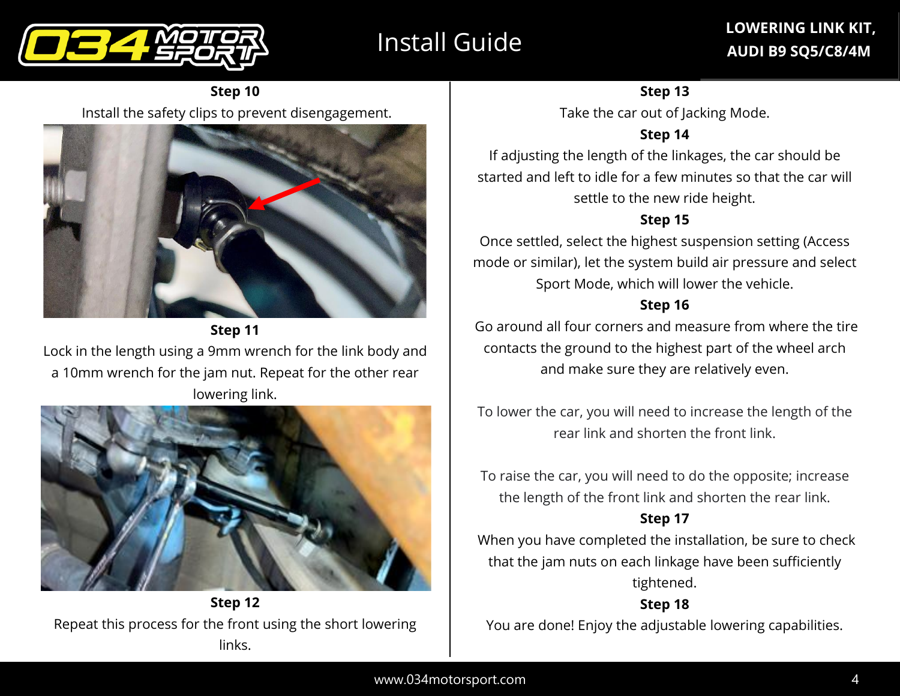### Step 10

Install the safety clips to prevent disengagement.

### Step 11

Lock in the length using a 9mm wrench for the link body and a 10mm wrench for the jam nut. Repeat for the other rear lowering link.

### Step 12

Repeat this process for the front using the short lowering links.

### Step 13

Take the car out of Jacking Mode.

### Step 14

If adjusting the length of the linkages, the car should be started and left to idle for a few minutes so that the car will settle to the new ride height.

### Step 15

Once settled, select the highest suspension setting (Access mode or similar), let the system build air pressure and select Sport Mode, which will lower the vehicle.

### Step 16

Go around all four corners and measure from where the tire contacts the ground to the highest part of the wheel arch and make sure they are relatively even.

To lower the car, you will need to increase the length of the rear link and shorten the front link.

To raise the car, you will need to do the opposite; increase the length of the front link and shorten the rear link.

### Step 17

When you have completed the installation, be sure to check that the jam nuts on each linkage have been sufficiently tightened.

### Step 18

You are done! Enjoy the adjustable lowering capabilities.